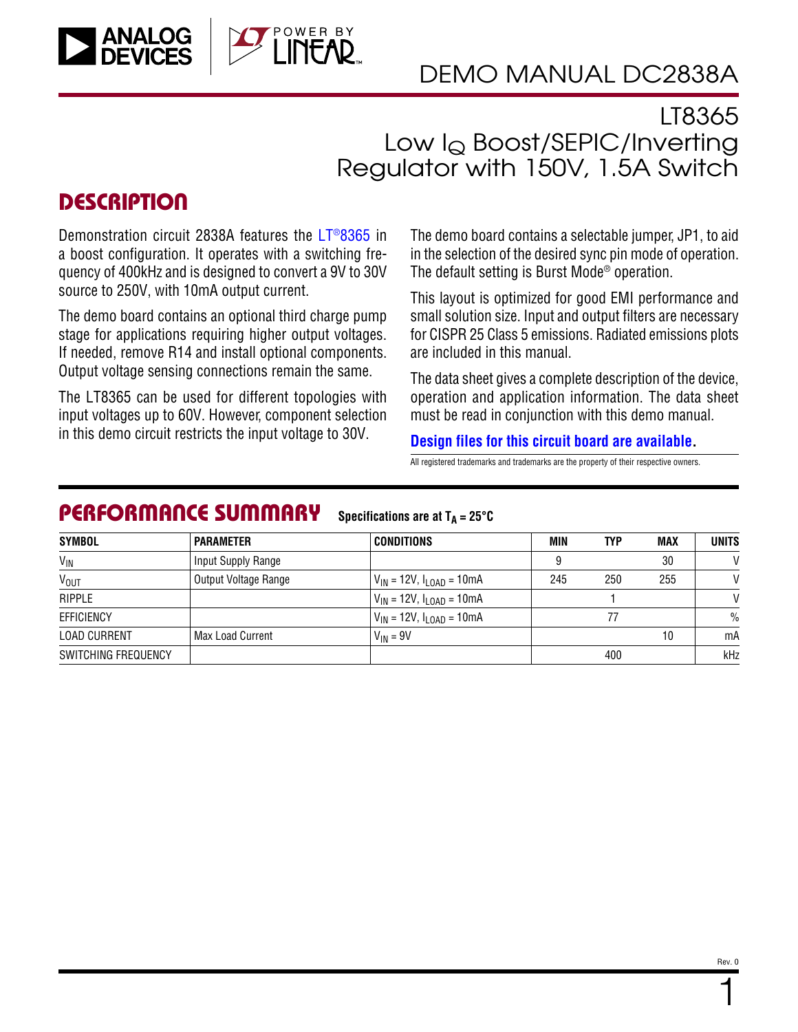# DEMO MANUAL DC2838A

## LT8365 Low $I_Q$ Boost/SEPIC/Inverting Regulator with 150V, 1.5A Switch

## DESCRIPTION

Demonstration circuit 2838A features the LT®8365 in a boost configuration. It operates with a switching frequency of 400kHz and is designed to convert a 9V to 30V source to 250V, with 10mA output current.

The demo board contains an optional third charge pump stage for applications requiring higher output voltages. If needed, remove R14 and install optional components. Output voltage sensing connections remain the same.

The LT8365 can be used for different topologies with input voltages up to 60V. However, component selection in this demo circuit restricts the input voltage to 30V.

The demo board contains a selectable jumper, JP1, to aid in the selection of the desired sync pin mode of operation. The default setting is Burst Mode® operation.

This layout is optimized for good EMI performance and small solution size. Input and output filters are necessary for CISPR 25 Class 5 emissions. Radiated emissions plots are included in this manual.

The data sheet gives a complete description of the device, operation and application information. The data sheet must be read in conjunction with this demo manual.

**Design files for this circuit board are available.**

All registered trademarks and trademarks are the property of their respective owners.

## PERFORMANCE SUMMARY

**Specifications are at $T_A$ = 25°C**

| SYMBOL | PARAMETER | CONDITIONS | MIN | TYP | MAX | UNITS |
|---|---|---|---|---|---|---|
| $V_{IN}$ | Input Supply Range | | 9 | | 30 | V |
| $V_{OUT}$ | Output Voltage Range | $V_{IN}$ = 12V, $I_{LOAD}$ = 10mA | 245 | 250 | 255 | V |
| RIPPLE | | $V_{IN}$ = 12V, $I_{LOAD}$ = 10mA | | 1 | | V |
| EFFICIENCY | | $V_{IN}$ = 12V, $I_{LOAD}$ = 10mA | | 77 | | % |
| LOAD CURRENT | Max Load Current | $V_{IN}$ = 9V | | | 10 | mA |
| SWITCHING FREQUENCY | | | | 400 | | kHz |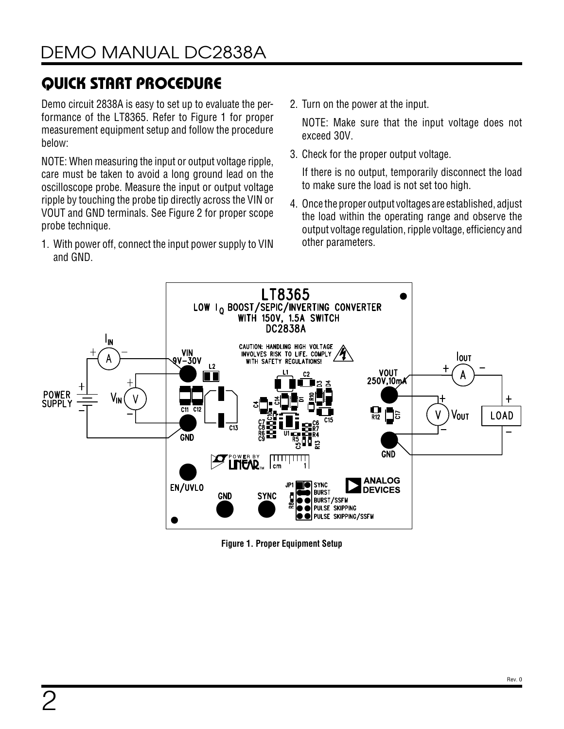## QUICK START PROCEDURE

Demo circuit 2838A is easy to set up to evaluate the performance of the LT8365. Refer to Figure 1 for proper measurement equipment setup and follow the procedure below:

NOTE: When measuring the input or output voltage ripple, care must be taken to avoid a long ground lead on the oscilloscope probe. Measure the input or output voltage ripple by touching the probe tip directly across the VIN or VOUT and GND terminals. See Figure 2 for proper scope probe technique.

1. With power off, connect the input power supply to VIN and GND.
2. Turn on the power at the input.

   NOTE: Make sure that the input voltage does not exceed 30V.
3. Check for the proper output voltage.

   If there is no output, temporarily disconnect the load to make sure the load is not set too high.
4. Once the proper output voltages are established, adjust the load within the operating range and observe the output voltage regulation, ripple voltage, efficiency and other parameters.

**Figure 1. Proper Equipment Setup**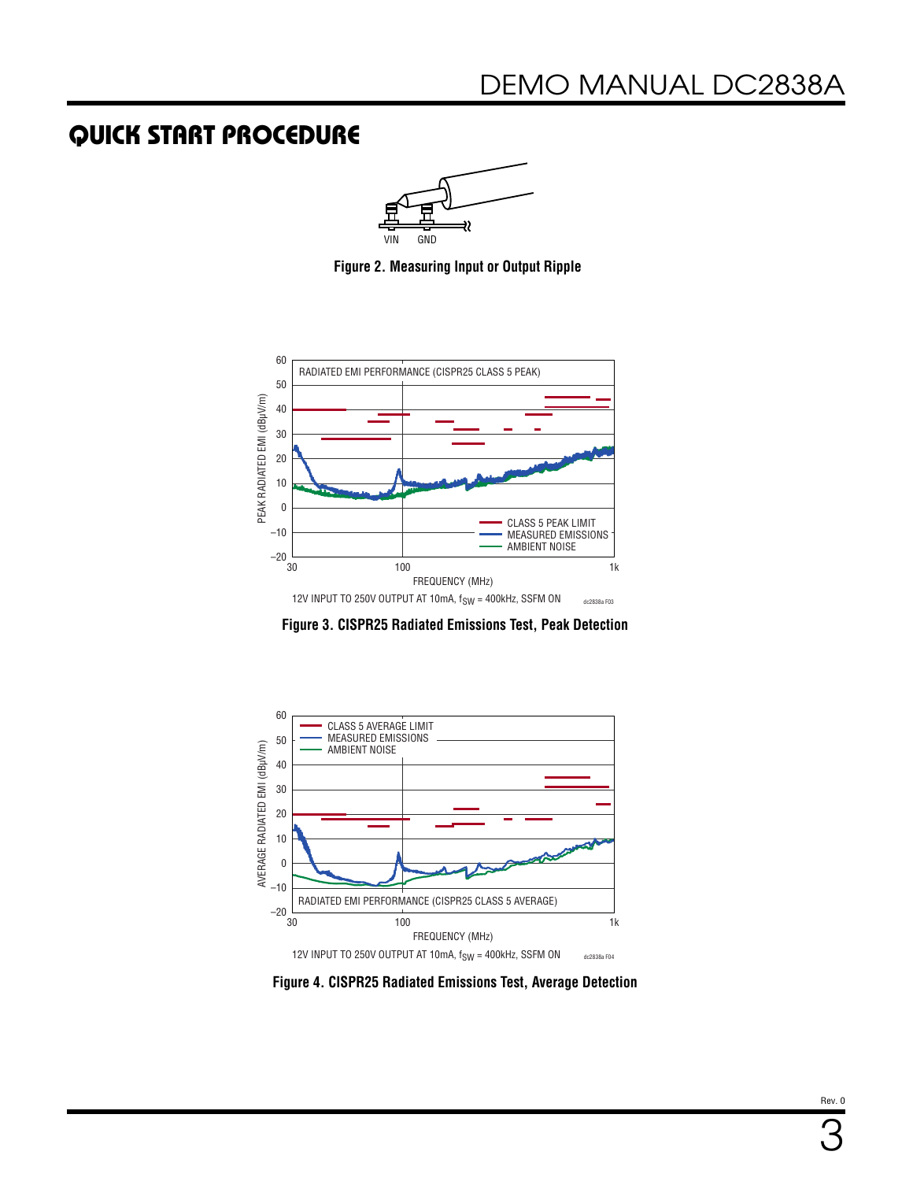## QUICK START PROCEDURE

Figure 2. Measuring Input or Output Ripple

Figure 3. CISPR25 Radiated Emissions Test, Peak Detection

Figure 4. CISPR25 Radiated Emissions Test, Average Detection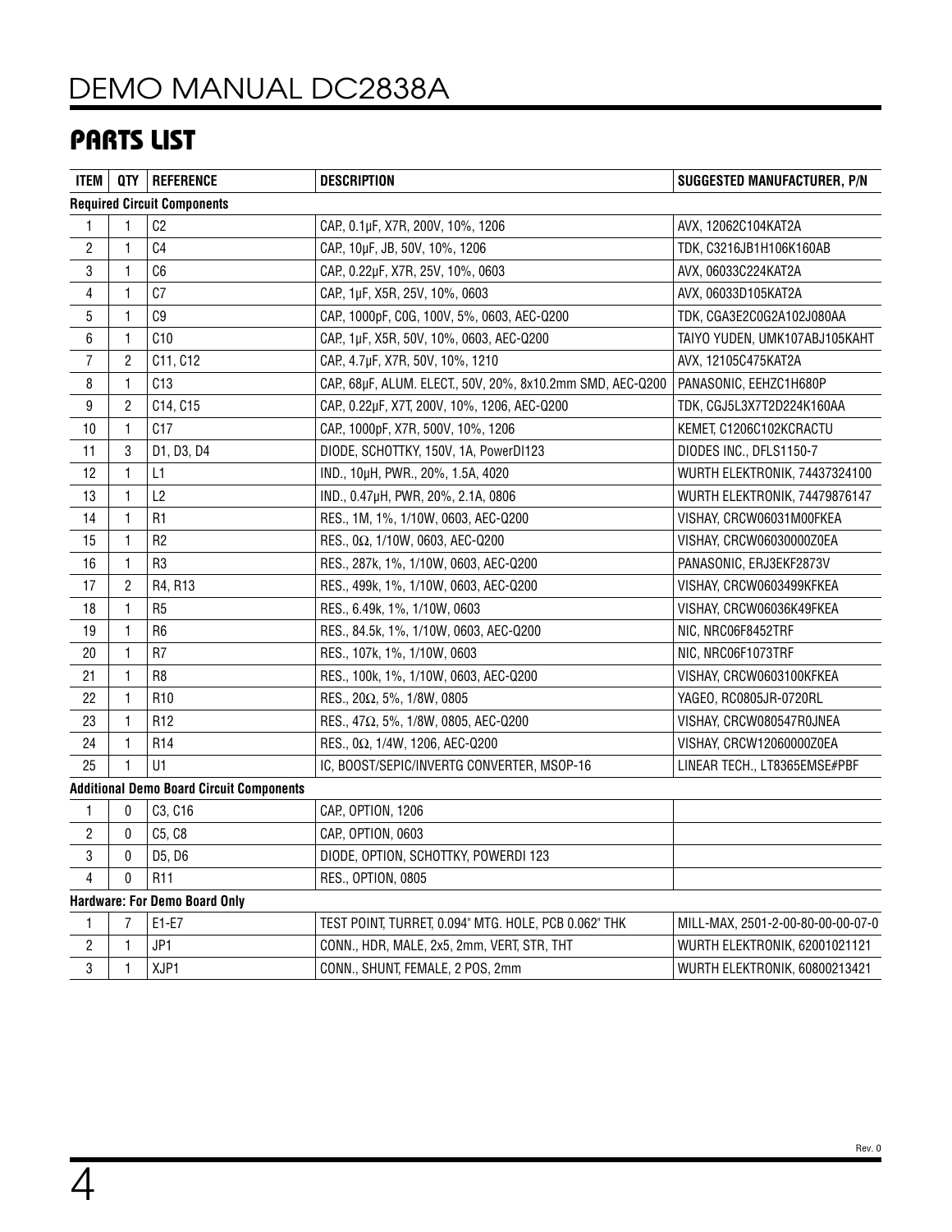## PARTS LIST

| ITEM | QTY | REFERENCE | DESCRIPTION | SUGGESTED MANUFACTURER, P/N |
|---|---|---|---|---|
| **Required Circuit Components** | | | | |
| 1 | 1 | C2 | CAP., 0.1µF, X7R, 200V, 10%, 1206 | AVX, 12062C104KAT2A |
| 2 | 1 | C4 | CAP., 10µF, JB, 50V, 10%, 1206 | TDK, C3216JB1H106K160AB |
| 3 | 1 | C6 | CAP., 0.22µF, X7R, 25V, 10%, 0603 | AVX, 06033C224KAT2A |
| 4 | 1 | C7 | CAP., 1µF, X5R, 25V, 10%, 0603 | AVX, 06033D105KAT2A |
| 5 | 1 | C9 | CAP., 1000pF, C0G, 100V, 5%, 0603, AEC-Q200 | TDK, CGA3E2C0G2A102J080AA |
| 6 | 1 | C10 | CAP., 1µF, X5R, 50V, 10%, 0603, AEC-Q200 | TAIYO YUDEN, UMK107ABJ105KAHT |
| 7 | 2 | C11, C12 | CAP., 4.7µF, X7R, 50V, 10%, 1210 | AVX, 12105C475KAT2A |
| 8 | 1 | C13 | CAP., 68µF, ALUM. ELECT., 50V, 20%, 8x10.2mm SMD, AEC-Q200 | PANASONIC, EEHZC1H680P |
| 9 | 2 | C14, C15 | CAP., 0.22µF, X7T, 200V, 10%, 1206, AEC-Q200 | TDK, CGJ5L3X7T2D224K160AA |
| 10 | 1 | C17 | CAP., 1000pF, X7R, 500V, 10%, 1206 | KEMET, C1206C102KCRACTU |
| 11 | 3 | D1, D3, D4 | DIODE, SCHOTTKY, 150V, 1A, PowerDI123 | DIODES INC., DFLS1150-7 |
| 12 | 1 | L1 | IND., 10µH, PWR., 20%, 1.5A, 4020 | WURTH ELEKTRONIK, 74437324100 |
| 13 | 1 | L2 | IND., 0.47µH, PWR, 20%, 2.1A, 0806 | WURTH ELEKTRONIK, 74479876147 |
| 14 | 1 | R1 | RES., 1M, 1%, 1/10W, 0603, AEC-Q200 | VISHAY, CRCW06031M00FKEA |
| 15 | 1 | R2 | RES., 0Ω, 1/10W, 0603, AEC-Q200 | VISHAY, CRCW06030000Z0EA |
| 16 | 1 | R3 | RES., 287k, 1%, 1/10W, 0603, AEC-Q200 | PANASONIC, ERJ3EKF2873V |
| 17 | 2 | R4, R13 | RES., 499k, 1%, 1/10W, 0603, AEC-Q200 | VISHAY, CRCW0603499KFKEA |
| 18 | 1 | R5 | RES., 6.49k, 1%, 1/10W, 0603 | VISHAY, CRCW06036K49FKEA |
| 19 | 1 | R6 | RES., 84.5k, 1%, 1/10W, 0603, AEC-Q200 | NIC, NRC06F8452TRF |
| 20 | 1 | R7 | RES., 107k, 1%, 1/10W, 0603 | NIC, NRC06F1073TRF |
| 21 | 1 | R8 | RES., 100k, 1%, 1/10W, 0603, AEC-Q200 | VISHAY, CRCW0603100KFKEA |
| 22 | 1 | R10 | RES., 20Ω, 5%, 1/8W, 0805 | YAGEO, RC0805JR-0720RL |
| 23 | 1 | R12 | RES., 47Ω, 5%, 1/8W, 0805, AEC-Q200 | VISHAY, CRCW080547R0JNEA |
| 24 | 1 | R14 | RES., 0Ω, 1/4W, 1206, AEC-Q200 | VISHAY, CRCW12060000Z0EA |
| 25 | 1 | U1 | IC, BOOST/SEPIC/INVERTG CONVERTER, MSOP-16 | LINEAR TECH., LT8365EMSE#PBF |
| **Additional Demo Board Circuit Components** | | | | |
| 1 | 0 | C3, C16 | CAP., OPTION, 1206 | |
| 2 | 0 | C5, C8 | CAP., OPTION, 0603 | |
| 3 | 0 | D5, D6 | DIODE, OPTION, SCHOTTKY, POWERDI 123 | |
| 4 | 0 | R11 | RES., OPTION, 0805 | |
| **Hardware: For Demo Board Only** | | | | |
| 1 | 7 | E1-E7 | TEST POINT, TURRET, 0.094" MTG. HOLE, PCB 0.062" THK | MILL-MAX, 2501-2-00-80-00-00-07-0 |
| 2 | 1 | JP1 | CONN., HDR, MALE, 2x5, 2mm, VERT, STR, THT | WURTH ELEKTRONIK, 62001021121 |
| 3 | 1 | XJP1 | CONN., SHUNT, FEMALE, 2 POS, 2mm | WURTH ELEKTRONIK, 60800213421 |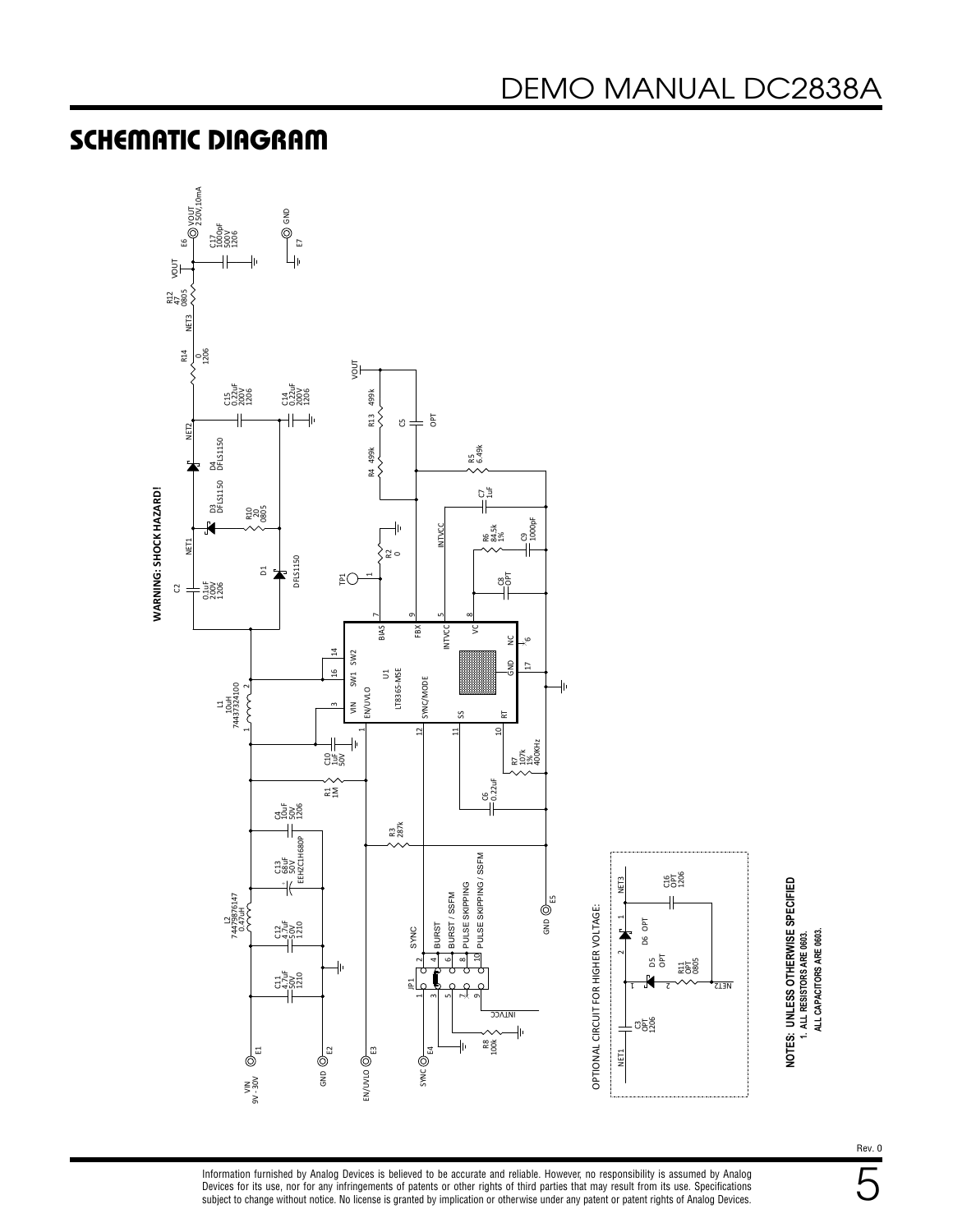## SCHEMATIC DIAGRAM

WARNING: SHOCK HAZARD!

OPTIONAL CIRCUIT FOR HIGHER VOLTAGE:

**NOTES: UNLESS OTHERWISE SPECIFIED**
**1. ALL RESISTORS ARE 0603.**
**ALL CAPACITORS ARE 0603.**

Information furnished by Analog Devices is believed to be accurate and reliable. However, no responsibility is assumed by Analog Devices for its use, nor for any infringements of patents or other rights of third parties that may result from its use. Specifications subject to change without notice. No license is granted by implication or otherwise under any patent or patent rights of Analog Devices.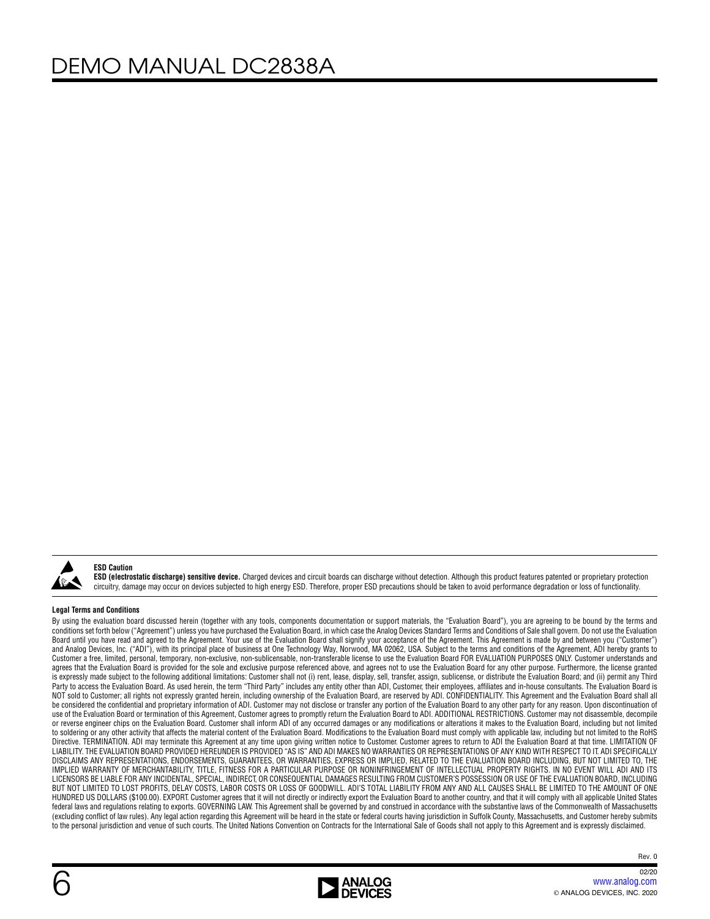**ESD Caution**

**ESD (electrostatic discharge) sensitive device.** Charged devices and circuit boards can discharge without detection. Although this product features patented or proprietary protection circuitry, damage may occur on devices subjected to high energy ESD. Therefore, proper ESD precautions should be taken to avoid performance degradation or loss of functionality.

**Legal Terms and Conditions**

By using the evaluation board discussed herein (together with any tools, components documentation or support materials, the "Evaluation Board"), you are agreeing to be bound by the terms and conditions set forth below ("Agreement") unless you have purchased the Evaluation Board, in which case the Analog Devices Standard Terms and Conditions of Sale shall govern. Do not use the Evaluation Board until you have read and agreed to the Agreement. Your use of the Evaluation Board shall signify your acceptance of the Agreement. This Agreement is made by and between you ("Customer") and Analog Devices, Inc. ("ADI"), with its principal place of business at One Technology Way, Norwood, MA 02062, USA. Subject to the terms and conditions of the Agreement, ADI hereby grants to Customer a free, limited, personal, temporary, non-exclusive, non-sublicensable, non-transferable license to use the Evaluation Board FOR EVALUATION PURPOSES ONLY. Customer understands and agrees that the Evaluation Board is provided for the sole and exclusive purpose referenced above, and agrees not to use the Evaluation Board for any other purpose. Furthermore, the license granted is expressly made subject to the following additional limitations: Customer shall not (i) rent, lease, display, sell, transfer, assign, sublicense, or distribute the Evaluation Board; and (ii) permit any Third Party to access the Evaluation Board. As used herein, the term "Third Party" includes any entity other than ADI, Customer, their employees, affiliates and in-house consultants. The Evaluation Board is NOT sold to Customer; all rights not expressly granted herein, including ownership of the Evaluation Board, are reserved by ADI. CONFIDENTIALITY. This Agreement and the Evaluation Board shall all be considered the confidential and proprietary information of ADI. Customer may not disclose or transfer any portion of the Evaluation Board to any other party for any reason. Upon discontinuation of use of the Evaluation Board or termination of this Agreement, Customer agrees to promptly return the Evaluation Board to ADI. ADDITIONAL RESTRICTIONS. Customer may not disassemble, decompile or reverse engineer chips on the Evaluation Board. Customer shall inform ADI of any occurred damages or any modifications or alterations it makes to the Evaluation Board, including but not limited to soldering or any other activity that affects the material content of the Evaluation Board. Modifications to the Evaluation Board must comply with applicable law, including but not limited to the RoHS Directive. TERMINATION. ADI may terminate this Agreement at any time upon giving written notice to Customer. Customer agrees to return to ADI the Evaluation Board at that time. LIMITATION OF LIABILITY. THE EVALUATION BOARD PROVIDED HEREUNDER IS PROVIDED "AS IS" AND ADI MAKES NO WARRANTIES OR REPRESENTATIONS OF ANY KIND WITH RESPECT TO IT. ADI SPECIFICALLY DISCLAIMS ANY REPRESENTATIONS, ENDORSEMENTS, GUARANTEES, OR WARRANTIES, EXPRESS OR IMPLIED, RELATED TO THE EVALUATION BOARD INCLUDING, BUT NOT LIMITED TO, THE IMPLIED WARRANTY OF MERCHANTABILITY, TITLE, FITNESS FOR A PARTICULAR PURPOSE OR NONINFRINGEMENT OF INTELLECTUAL PROPERTY RIGHTS. IN NO EVENT WILL ADI AND ITS LICENSORS BE LIABLE FOR ANY INCIDENTAL, SPECIAL, INDIRECT, OR CONSEQUENTIAL DAMAGES RESULTING FROM CUSTOMER'S POSSESSION OR USE OF THE EVALUATION BOARD, INCLUDING BUT NOT LIMITED TO LOST PROFITS, DELAY COSTS, LABOR COSTS OR LOSS OF GOODWILL. ADI'S TOTAL LIABILITY FROM ANY AND ALL CAUSES SHALL BE LIMITED TO THE AMOUNT OF ONE HUNDRED US DOLLARS ($100.00). EXPORT. Customer agrees that it will not directly or indirectly export the Evaluation Board to another country, and that it will comply with all applicable United States federal laws and regulations relating to exports. GOVERNING LAW. This Agreement shall be governed by and construed in accordance with the substantive laws of the Commonwealth of Massachusetts (excluding conflict of law rules). Any legal action regarding this Agreement will be heard in the state or federal courts having jurisdiction in Suffolk County, Massachusetts, and Customer hereby submits to the personal jurisdiction and venue of such courts. The United Nations Convention on Contracts for the International Sale of Goods shall not apply to this Agreement and is expressly disclaimed.

Rev. 0

02/20
www.analog.com
© ANALOG DEVICES, INC. 2020